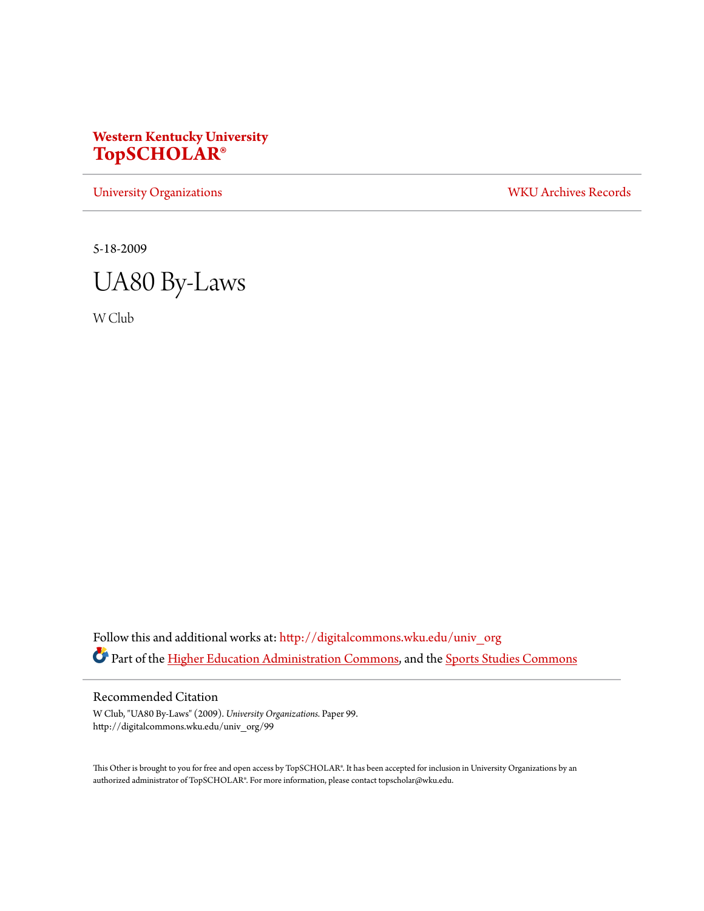**Western Kentucky University**
**TopSCHOLAR®**

University Organizations | WKU Archives Records

5-18-2009

# UA80 By-Laws

W Club

Follow this and additional works at: http://digitalcommons.wku.edu/univ_org

Part of the Higher Education Administration Commons, and the Sports Studies Commons

## Recommended Citation

W Club, "UA80 By-Laws" (2009). *University Organizations.* Paper 99.
http://digitalcommons.wku.edu/univ_org/99

This Other is brought to you for free and open access by TopSCHOLAR®. It has been accepted for inclusion in University Organizations by an authorized administrator of TopSCHOLAR®. For more information, please contact topscholar@wku.edu.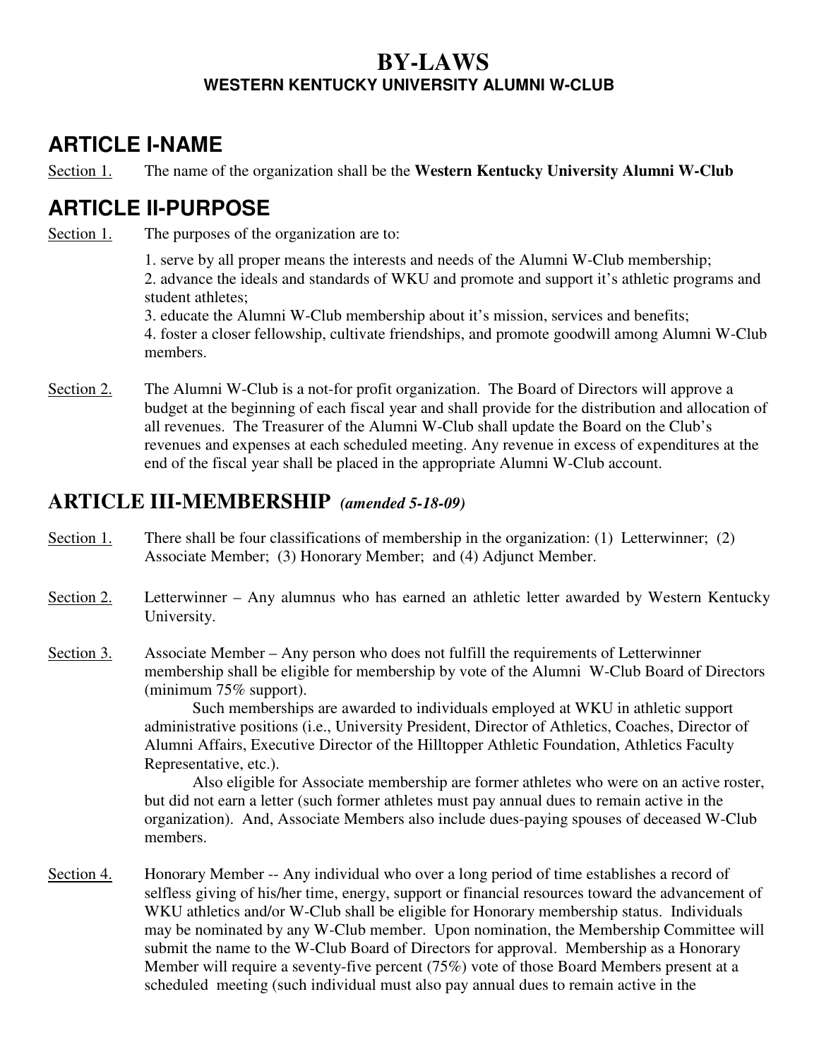# BY-LAWS

## WESTERN KENTUCKY UNIVERSITY ALUMNI W-CLUB

## ARTICLE I-NAME

Section 1. The name of the organization shall be the **Western Kentucky University Alumni W-Club**

## ARTICLE II-PURPOSE

Section 1. The purposes of the organization are to:

1. serve by all proper means the interests and needs of the Alumni W-Club membership;
2. advance the ideals and standards of WKU and promote and support it's athletic programs and student athletes;
3. educate the Alumni W-Club membership about it's mission, services and benefits;
4. foster a closer fellowship, cultivate friendships, and promote goodwill among Alumni W-Club members.

Section 2. The Alumni W-Club is a not-for profit organization. The Board of Directors will approve a budget at the beginning of each fiscal year and shall provide for the distribution and allocation of all revenues. The Treasurer of the Alumni W-Club shall update the Board on the Club's revenues and expenses at each scheduled meeting. Any revenue in excess of expenditures at the end of the fiscal year shall be placed in the appropriate Alumni W-Club account.

## ARTICLE III-MEMBERSHIP *(amended 5-18-09)*

Section 1. There shall be four classifications of membership in the organization: (1) Letterwinner; (2) Associate Member; (3) Honorary Member; and (4) Adjunct Member.

Section 2. Letterwinner – Any alumnus who has earned an athletic letter awarded by Western Kentucky University.

Section 3. Associate Member – Any person who does not fulfill the requirements of Letterwinner membership shall be eligible for membership by vote of the Alumni W-Club Board of Directors (minimum 75% support).

Such memberships are awarded to individuals employed at WKU in athletic support administrative positions (i.e., University President, Director of Athletics, Coaches, Director of Alumni Affairs, Executive Director of the Hilltopper Athletic Foundation, Athletics Faculty Representative, etc.).

Also eligible for Associate membership are former athletes who were on an active roster, but did not earn a letter (such former athletes must pay annual dues to remain active in the organization). And, Associate Members also include dues-paying spouses of deceased W-Club members.

Section 4. Honorary Member -- Any individual who over a long period of time establishes a record of selfless giving of his/her time, energy, support or financial resources toward the advancement of WKU athletics and/or W-Club shall be eligible for Honorary membership status. Individuals may be nominated by any W-Club member. Upon nomination, the Membership Committee will submit the name to the W-Club Board of Directors for approval. Membership as a Honorary Member will require a seventy-five percent (75%) vote of those Board Members present at a scheduled meeting (such individual must also pay annual dues to remain active in the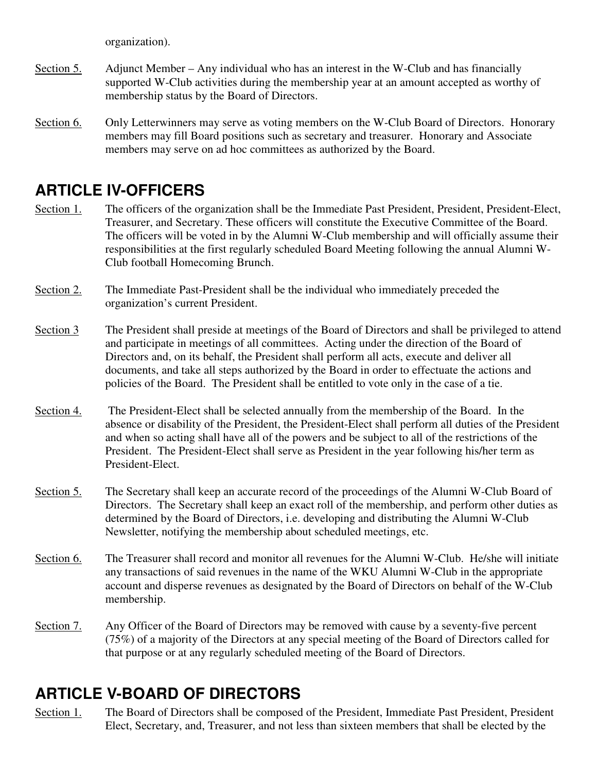organization).

Section 5. Adjunct Member – Any individual who has an interest in the W-Club and has financially supported W-Club activities during the membership year at an amount accepted as worthy of membership status by the Board of Directors.

Section 6. Only Letterwinners may serve as voting members on the W-Club Board of Directors. Honorary members may fill Board positions such as secretary and treasurer. Honorary and Associate members may serve on ad hoc committees as authorized by the Board.

## ARTICLE IV-OFFICERS

Section 1. The officers of the organization shall be the Immediate Past President, President, President-Elect, Treasurer, and Secretary. These officers will constitute the Executive Committee of the Board. The officers will be voted in by the Alumni W-Club membership and will officially assume their responsibilities at the first regularly scheduled Board Meeting following the annual Alumni W-Club football Homecoming Brunch.

Section 2. The Immediate Past-President shall be the individual who immediately preceded the organization's current President.

Section 3 The President shall preside at meetings of the Board of Directors and shall be privileged to attend and participate in meetings of all committees. Acting under the direction of the Board of Directors and, on its behalf, the President shall perform all acts, execute and deliver all documents, and take all steps authorized by the Board in order to effectuate the actions and policies of the Board. The President shall be entitled to vote only in the case of a tie.

Section 4. The President-Elect shall be selected annually from the membership of the Board. In the absence or disability of the President, the President-Elect shall perform all duties of the President and when so acting shall have all of the powers and be subject to all of the restrictions of the President. The President-Elect shall serve as President in the year following his/her term as President-Elect.

Section 5. The Secretary shall keep an accurate record of the proceedings of the Alumni W-Club Board of Directors. The Secretary shall keep an exact roll of the membership, and perform other duties as determined by the Board of Directors, i.e. developing and distributing the Alumni W-Club Newsletter, notifying the membership about scheduled meetings, etc.

Section 6. The Treasurer shall record and monitor all revenues for the Alumni W-Club. He/she will initiate any transactions of said revenues in the name of the WKU Alumni W-Club in the appropriate account and disperse revenues as designated by the Board of Directors on behalf of the W-Club membership.

Section 7. Any Officer of the Board of Directors may be removed with cause by a seventy-five percent (75%) of a majority of the Directors at any special meeting of the Board of Directors called for that purpose or at any regularly scheduled meeting of the Board of Directors.

## ARTICLE V-BOARD OF DIRECTORS

Section 1. The Board of Directors shall be composed of the President, Immediate Past President, President Elect, Secretary, and, Treasurer, and not less than sixteen members that shall be elected by the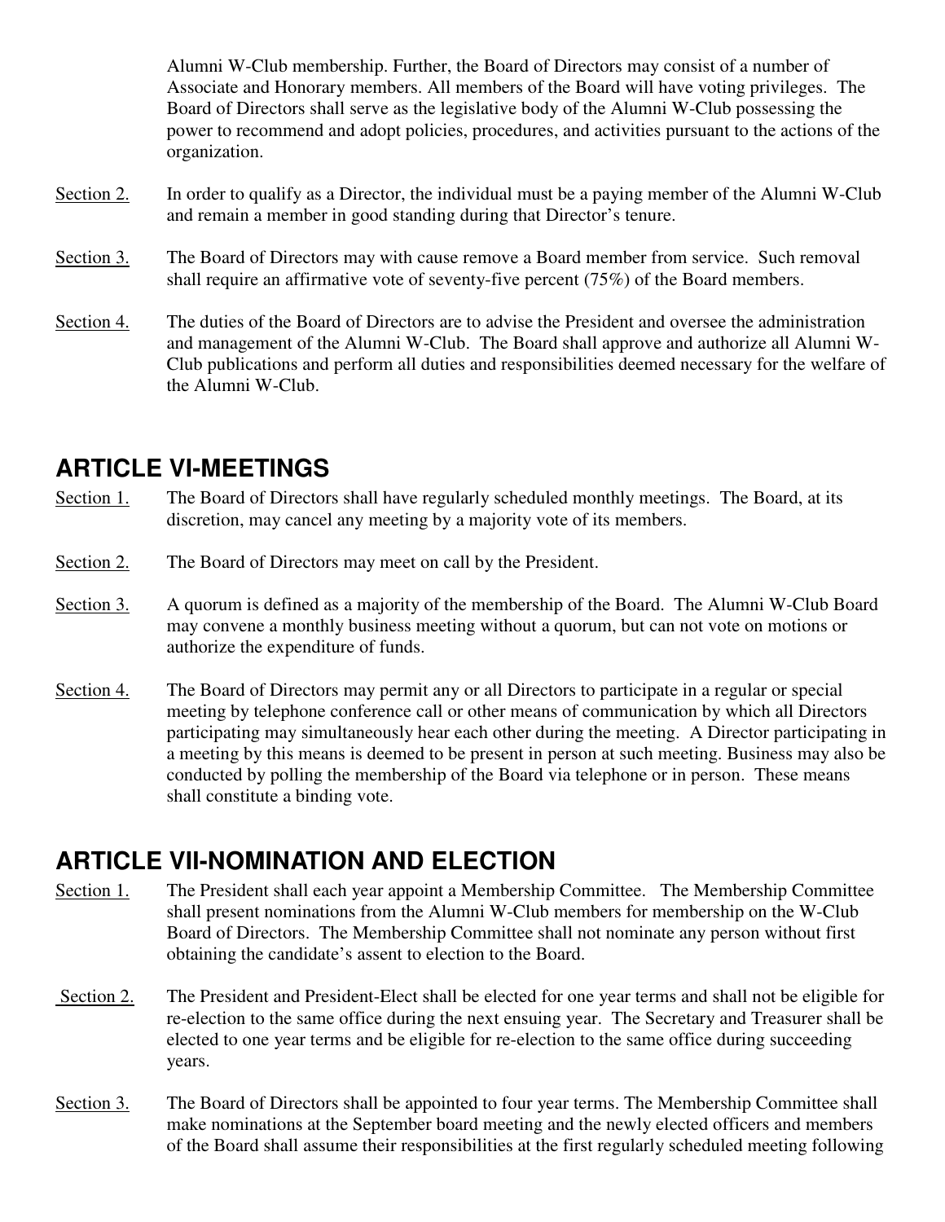Alumni W-Club membership. Further, the Board of Directors may consist of a number of Associate and Honorary members. All members of the Board will have voting privileges. The Board of Directors shall serve as the legislative body of the Alumni W-Club possessing the power to recommend and adopt policies, procedures, and activities pursuant to the actions of the organization.

Section 2. In order to qualify as a Director, the individual must be a paying member of the Alumni W-Club and remain a member in good standing during that Director's tenure.

Section 3. The Board of Directors may with cause remove a Board member from service. Such removal shall require an affirmative vote of seventy-five percent (75%) of the Board members.

Section 4. The duties of the Board of Directors are to advise the President and oversee the administration and management of the Alumni W-Club. The Board shall approve and authorize all Alumni W-Club publications and perform all duties and responsibilities deemed necessary for the welfare of the Alumni W-Club.

## ARTICLE VI-MEETINGS

Section 1. The Board of Directors shall have regularly scheduled monthly meetings. The Board, at its discretion, may cancel any meeting by a majority vote of its members.

Section 2. The Board of Directors may meet on call by the President.

Section 3. A quorum is defined as a majority of the membership of the Board. The Alumni W-Club Board may convene a monthly business meeting without a quorum, but can not vote on motions or authorize the expenditure of funds.

Section 4. The Board of Directors may permit any or all Directors to participate in a regular or special meeting by telephone conference call or other means of communication by which all Directors participating may simultaneously hear each other during the meeting. A Director participating in a meeting by this means is deemed to be present in person at such meeting. Business may also be conducted by polling the membership of the Board via telephone or in person. These means shall constitute a binding vote.

## ARTICLE VII-NOMINATION AND ELECTION

Section 1. The President shall each year appoint a Membership Committee. The Membership Committee shall present nominations from the Alumni W-Club members for membership on the W-Club Board of Directors. The Membership Committee shall not nominate any person without first obtaining the candidate's assent to election to the Board.

Section 2. The President and President-Elect shall be elected for one year terms and shall not be eligible for re-election to the same office during the next ensuing year. The Secretary and Treasurer shall be elected to one year terms and be eligible for re-election to the same office during succeeding years.

Section 3. The Board of Directors shall be appointed to four year terms. The Membership Committee shall make nominations at the September board meeting and the newly elected officers and members of the Board shall assume their responsibilities at the first regularly scheduled meeting following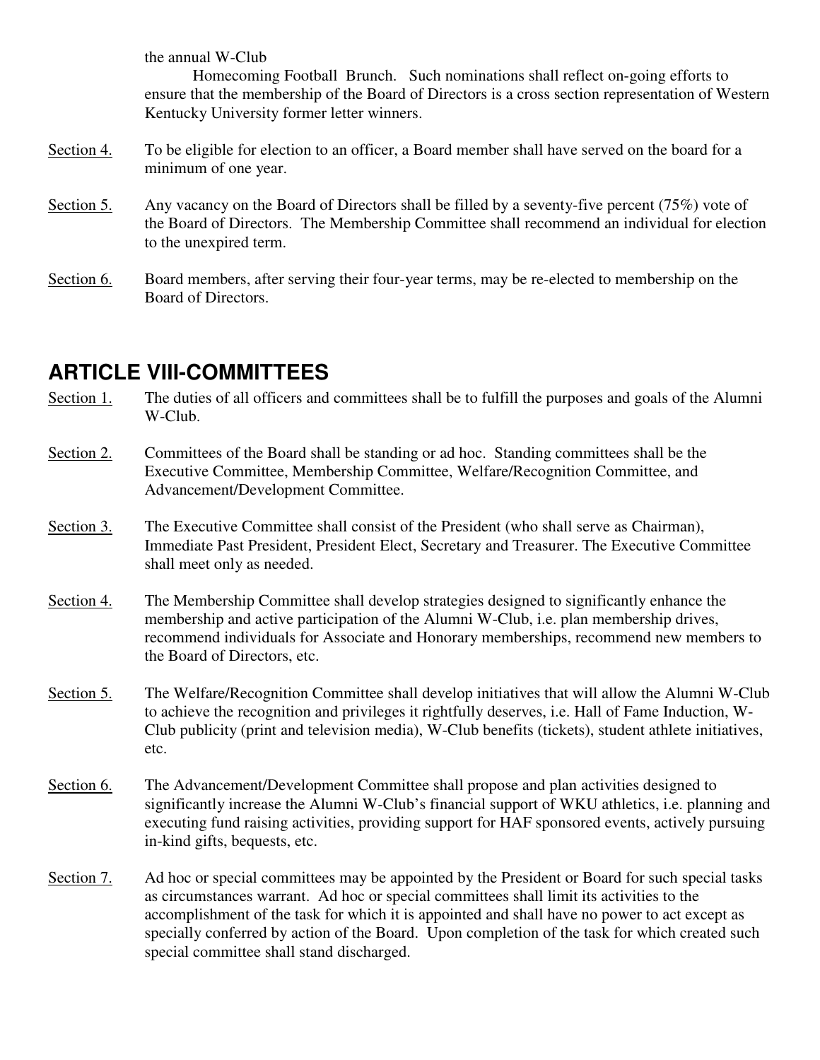the annual W-Club Homecoming Football Brunch. Such nominations shall reflect on-going efforts to ensure that the membership of the Board of Directors is a cross section representation of Western Kentucky University former letter winners.

Section 4. To be eligible for election to an officer, a Board member shall have served on the board for a minimum of one year.

Section 5. Any vacancy on the Board of Directors shall be filled by a seventy-five percent (75%) vote of the Board of Directors. The Membership Committee shall recommend an individual for election to the unexpired term.

Section 6. Board members, after serving their four-year terms, may be re-elected to membership on the Board of Directors.

## ARTICLE VIII-COMMITTEES

Section 1. The duties of all officers and committees shall be to fulfill the purposes and goals of the Alumni W-Club.

Section 2. Committees of the Board shall be standing or ad hoc. Standing committees shall be the Executive Committee, Membership Committee, Welfare/Recognition Committee, and Advancement/Development Committee.

Section 3. The Executive Committee shall consist of the President (who shall serve as Chairman), Immediate Past President, President Elect, Secretary and Treasurer. The Executive Committee shall meet only as needed.

Section 4. The Membership Committee shall develop strategies designed to significantly enhance the membership and active participation of the Alumni W-Club, i.e. plan membership drives, recommend individuals for Associate and Honorary memberships, recommend new members to the Board of Directors, etc.

Section 5. The Welfare/Recognition Committee shall develop initiatives that will allow the Alumni W-Club to achieve the recognition and privileges it rightfully deserves, i.e. Hall of Fame Induction, W-Club publicity (print and television media), W-Club benefits (tickets), student athlete initiatives, etc.

Section 6. The Advancement/Development Committee shall propose and plan activities designed to significantly increase the Alumni W-Club's financial support of WKU athletics, i.e. planning and executing fund raising activities, providing support for HAF sponsored events, actively pursuing in-kind gifts, bequests, etc.

Section 7. Ad hoc or special committees may be appointed by the President or Board for such special tasks as circumstances warrant. Ad hoc or special committees shall limit its activities to the accomplishment of the task for which it is appointed and shall have no power to act except as specially conferred by action of the Board. Upon completion of the task for which created such special committee shall stand discharged.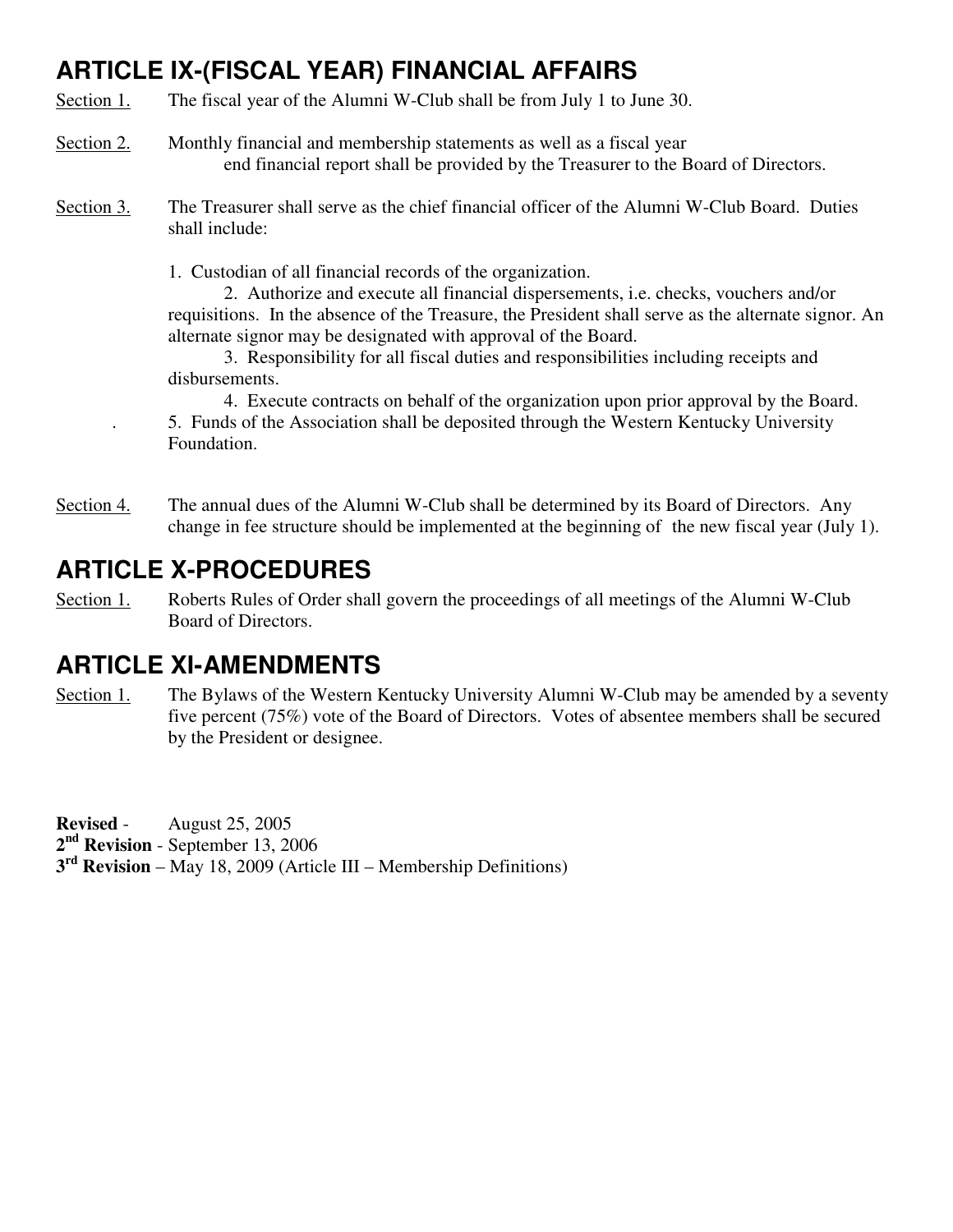## ARTICLE IX-(FISCAL YEAR) FINANCIAL AFFAIRS

Section 1. The fiscal year of the Alumni W-Club shall be from July 1 to June 30.

Section 2. Monthly financial and membership statements as well as a fiscal year end financial report shall be provided by the Treasurer to the Board of Directors.

Section 3. The Treasurer shall serve as the chief financial officer of the Alumni W-Club Board. Duties shall include:

1. Custodian of all financial records of the organization.
2. Authorize and execute all financial dispersements, i.e. checks, vouchers and/or requisitions. In the absence of the Treasure, the President shall serve as the alternate signor. An alternate signor may be designated with approval of the Board.
3. Responsibility for all fiscal duties and responsibilities including receipts and disbursements.
4. Execute contracts on behalf of the organization upon prior approval by the Board.
5. Funds of the Association shall be deposited through the Western Kentucky University Foundation.

Section 4. The annual dues of the Alumni W-Club shall be determined by its Board of Directors. Any change in fee structure should be implemented at the beginning of the new fiscal year (July 1).

## ARTICLE X-PROCEDURES

Section 1. Roberts Rules of Order shall govern the proceedings of all meetings of the Alumni W-Club Board of Directors.

## ARTICLE XI-AMENDMENTS

Section 1. The Bylaws of the Western Kentucky University Alumni W-Club may be amended by a seventy five percent (75%) vote of the Board of Directors. Votes of absentee members shall be secured by the President or designee.

**Revised** - August 25, 2005
**2nd Revision** - September 13, 2006
**3rd Revision** – May 18, 2009 (Article III – Membership Definitions)